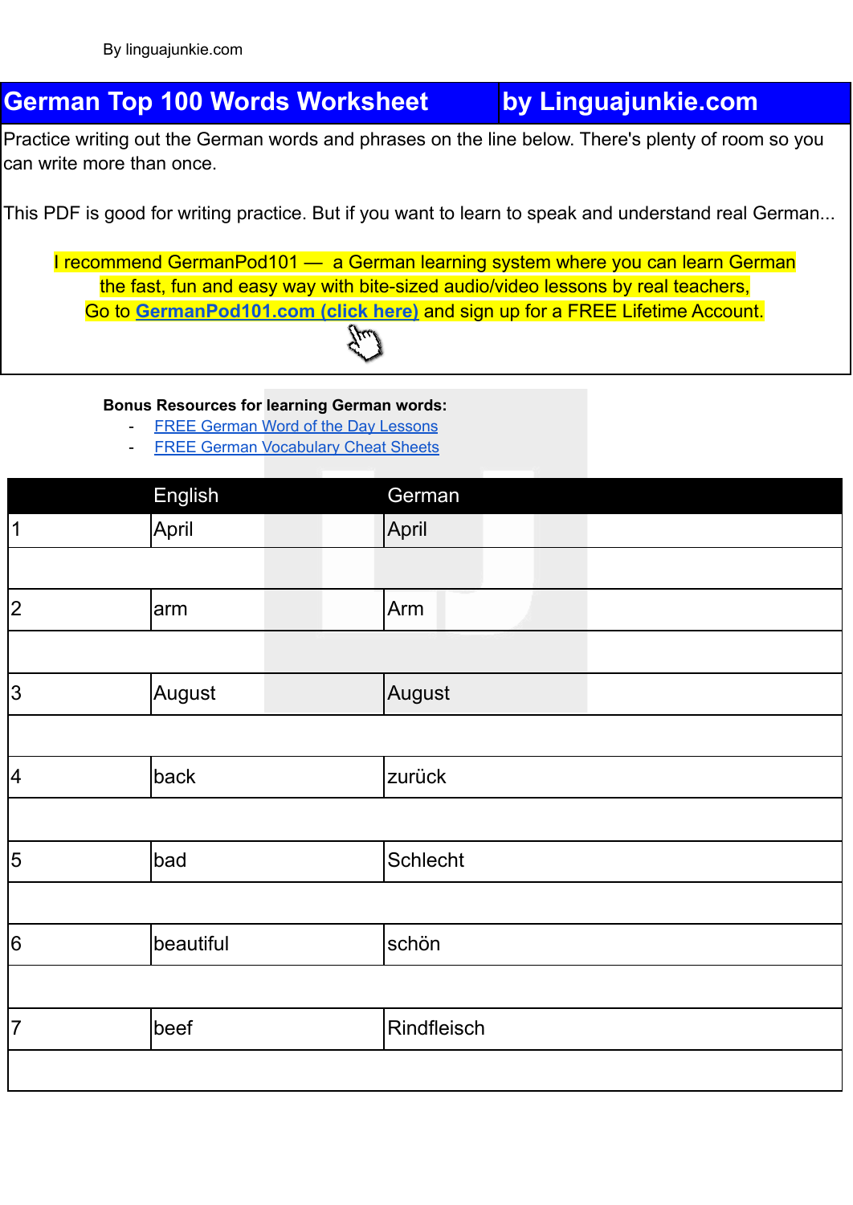By linguajunkie.com

# German Top 100 Words Worksheet by Linguajunkie.com

Practice writing out the German words and phrases on the line below. There's plenty of room so you can write more than once.

This PDF is good for writing practice. But if you want to learn to speak and understand real German...

I recommend GermanPod101 — a German learning system where you can learn German the fast, fun and easy way with bite-sized audio/video lessons by real teachers, Go to **GermanPod101.com (click here)** and sign up for a FREE Lifetime Account.

**Bonus Resources for learning German words:**

- FREE German Word of the Day Lessons
- FREE German Vocabulary Cheat Sheets

| | English | German |
|---|---|---|
| 1 | April | April |
| | | |
| 2 | arm | Arm |
| | | |
| 3 | August | August |
| | | |
| 4 | back | zurück |
| | | |
| 5 | bad | Schlecht |
| | | |
| 6 | beautiful | schön |
| | | |
| 7 | beef | Rindfleisch |
| | | |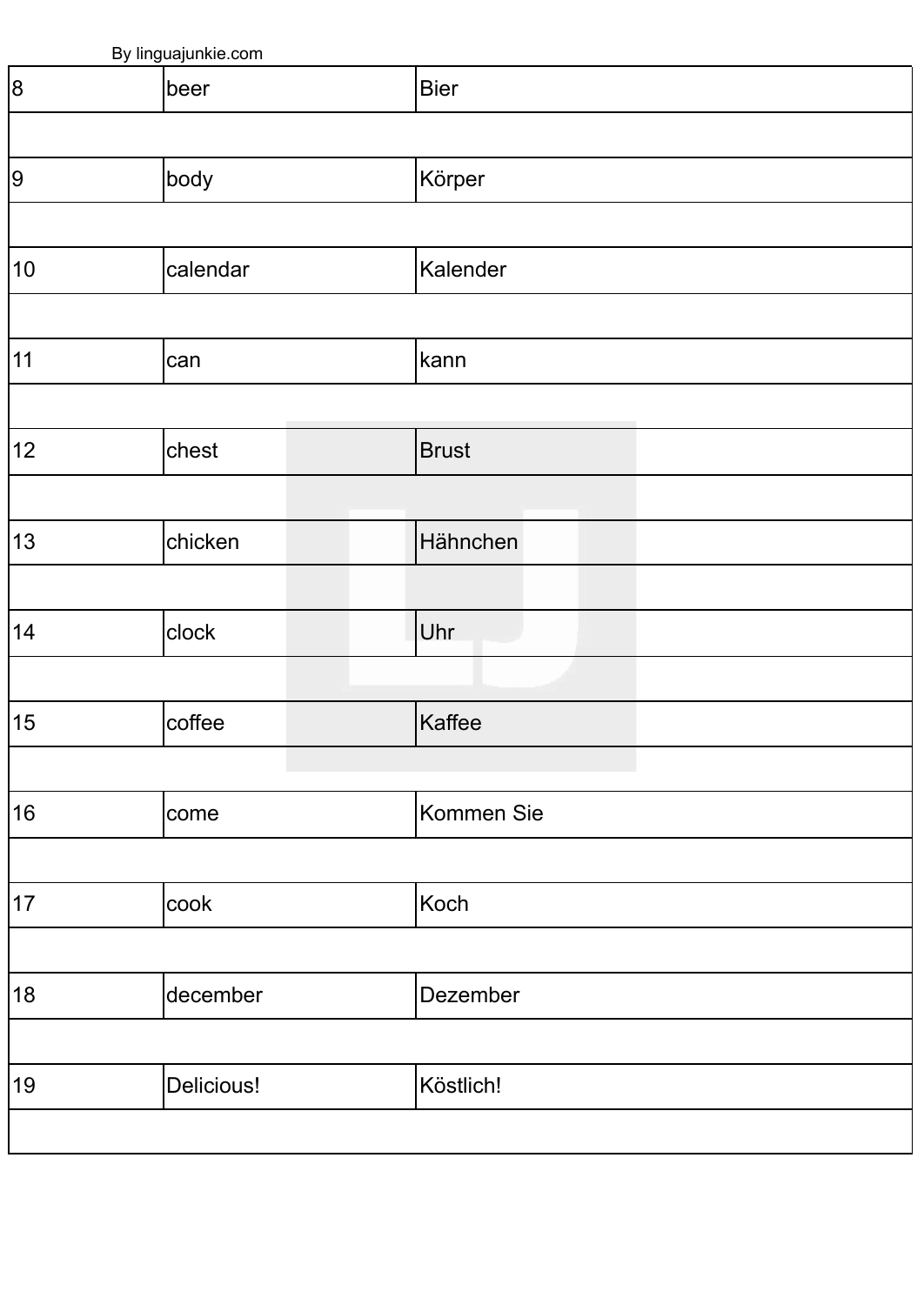| | | |
|---|---|---|
| 8 | beer | Bier |
| | | |
| 9 | body | Körper |
| | | |
| 10 | calendar | Kalender |
| | | |
| 11 | can | kann |
| | | |
| 12 | chest | Brust |
| | | |
| 13 | chicken | Hähnchen |
| | | |
| 14 | clock | Uhr |
| | | |
| 15 | coffee | Kaffee |
| | | |
| 16 | come | Kommen Sie |
| | | |
| 17 | cook | Koch |
| | | |
| 18 | december | Dezember |
| | | |
| 19 | Delicious! | Köstlich! |
| | | |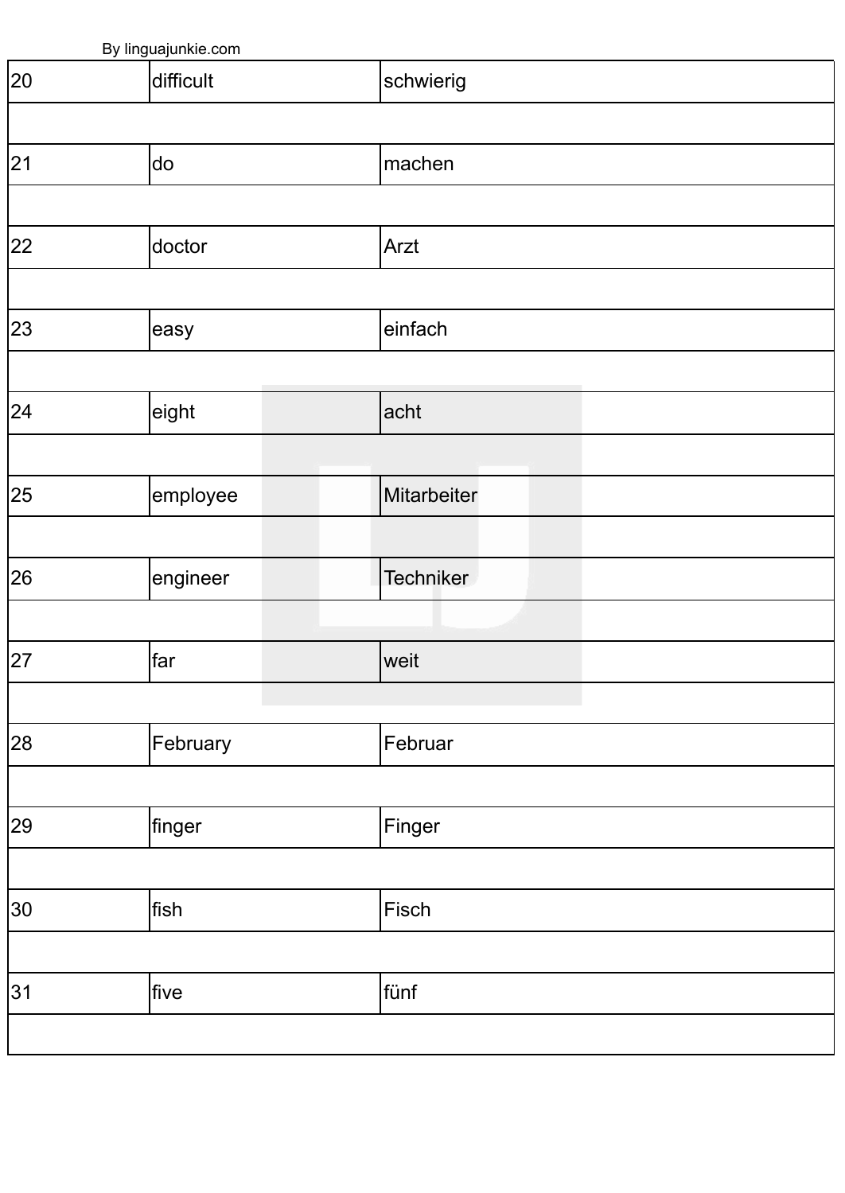| 20 | difficult | schwierig |
| --- | --- | --- |
| | | |
| 21 | do | machen |
| | | |
| 22 | doctor | Arzt |
| | | |
| 23 | easy | einfach |
| | | |
| 24 | eight | acht |
| | | |
| 25 | employee | Mitarbeiter |
| | | |
| 26 | engineer | Techniker |
| | | |
| 27 | far | weit |
| | | |
| 28 | February | Februar |
| | | |
| 29 | finger | Finger |
| | | |
| 30 | fish | Fisch |
| | | |
| 31 | five | fünf |
| | | |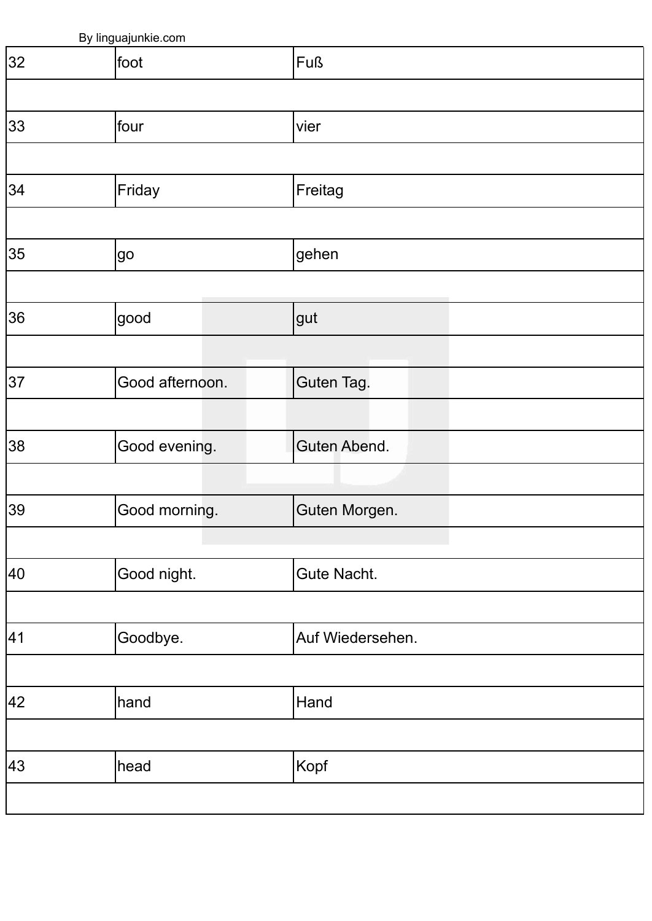| | | |
|---|---|---|
| 32 | foot | Fuß |
| | | |
| 33 | four | vier |
| | | |
| 34 | Friday | Freitag |
| | | |
| 35 | go | gehen |
| | | |
| 36 | good | gut |
| | | |
| 37 | Good afternoon. | Guten Tag. |
| | | |
| 38 | Good evening. | Guten Abend. |
| | | |
| 39 | Good morning. | Guten Morgen. |
| | | |
| 40 | Good night. | Gute Nacht. |
| | | |
| 41 | Goodbye. | Auf Wiedersehen. |
| | | |
| 42 | hand | Hand |
| | | |
| 43 | head | Kopf |
| | | |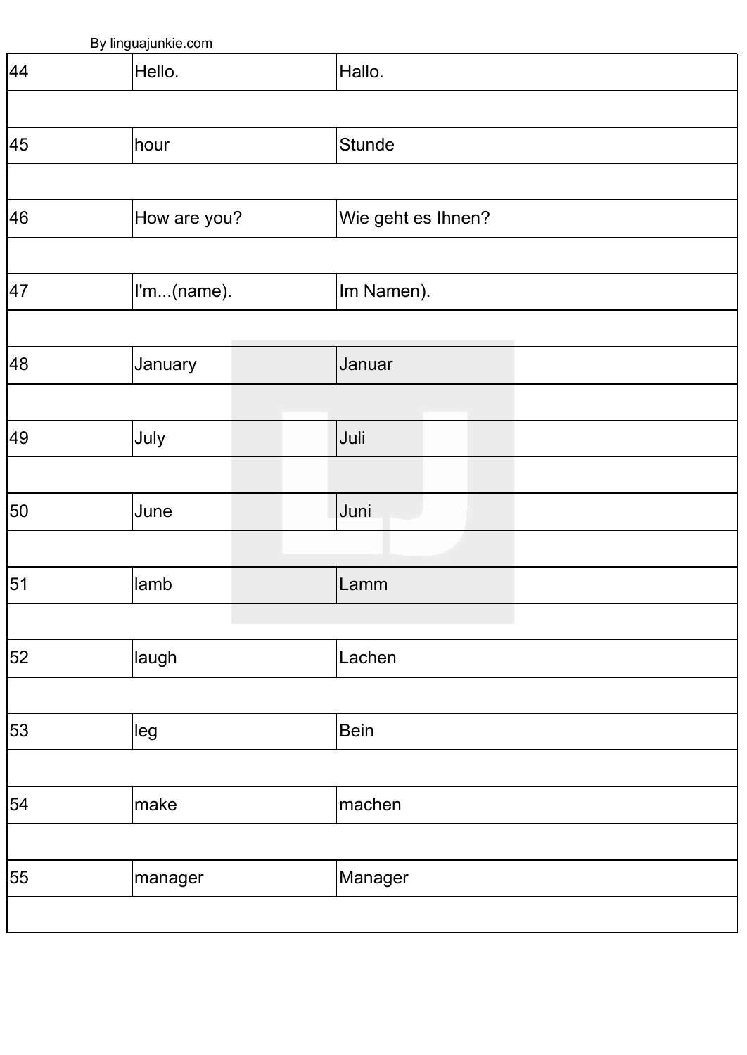| 44 | Hello. | Hallo. |
|---|---|---|
| | | |
| 45 | hour | Stunde |
| | | |
| 46 | How are you? | Wie geht es Ihnen? |
| | | |
| 47 | I'm...(name). | Im Namen). |
| | | |
| 48 | January | Januar |
| | | |
| 49 | July | Juli |
| | | |
| 50 | June | Juni |
| | | |
| 51 | lamb | Lamm |
| | | |
| 52 | laugh | Lachen |
| | | |
| 53 | leg | Bein |
| | | |
| 54 | make | machen |
| | | |
| 55 | manager | Manager |
| | | |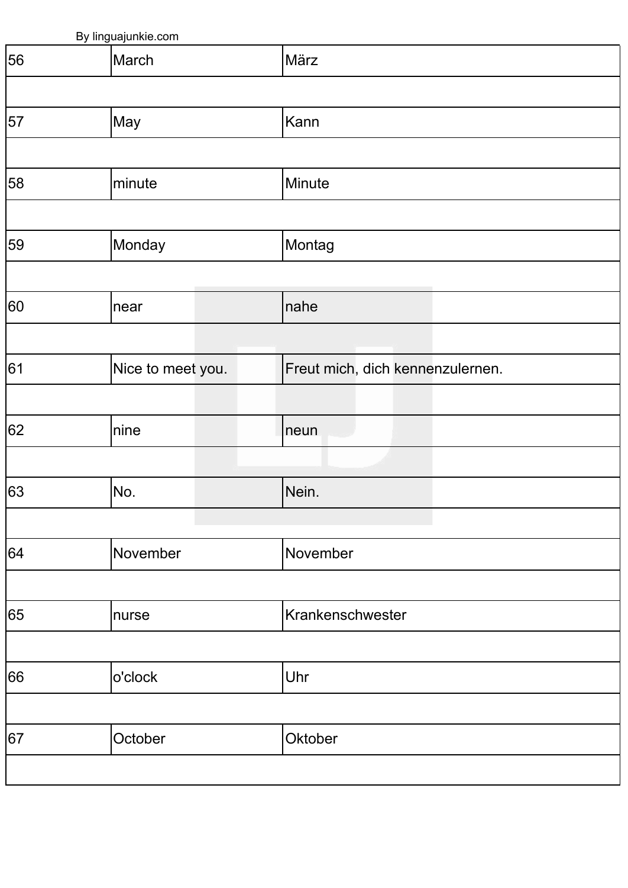| | | |
|---|---|---|
| 56 | March | März |
| | | |
| 57 | May | Kann |
| | | |
| 58 | minute | Minute |
| | | |
| 59 | Monday | Montag |
| | | |
| 60 | near | nahe |
| | | |
| 61 | Nice to meet you. | Freut mich, dich kennenzulernen. |
| | | |
| 62 | nine | neun |
| | | |
| 63 | No. | Nein. |
| | | |
| 64 | November | November |
| | | |
| 65 | nurse | Krankenschwester |
| | | |
| 66 | o'clock | Uhr |
| | | |
| 67 | October | Oktober |
| | | |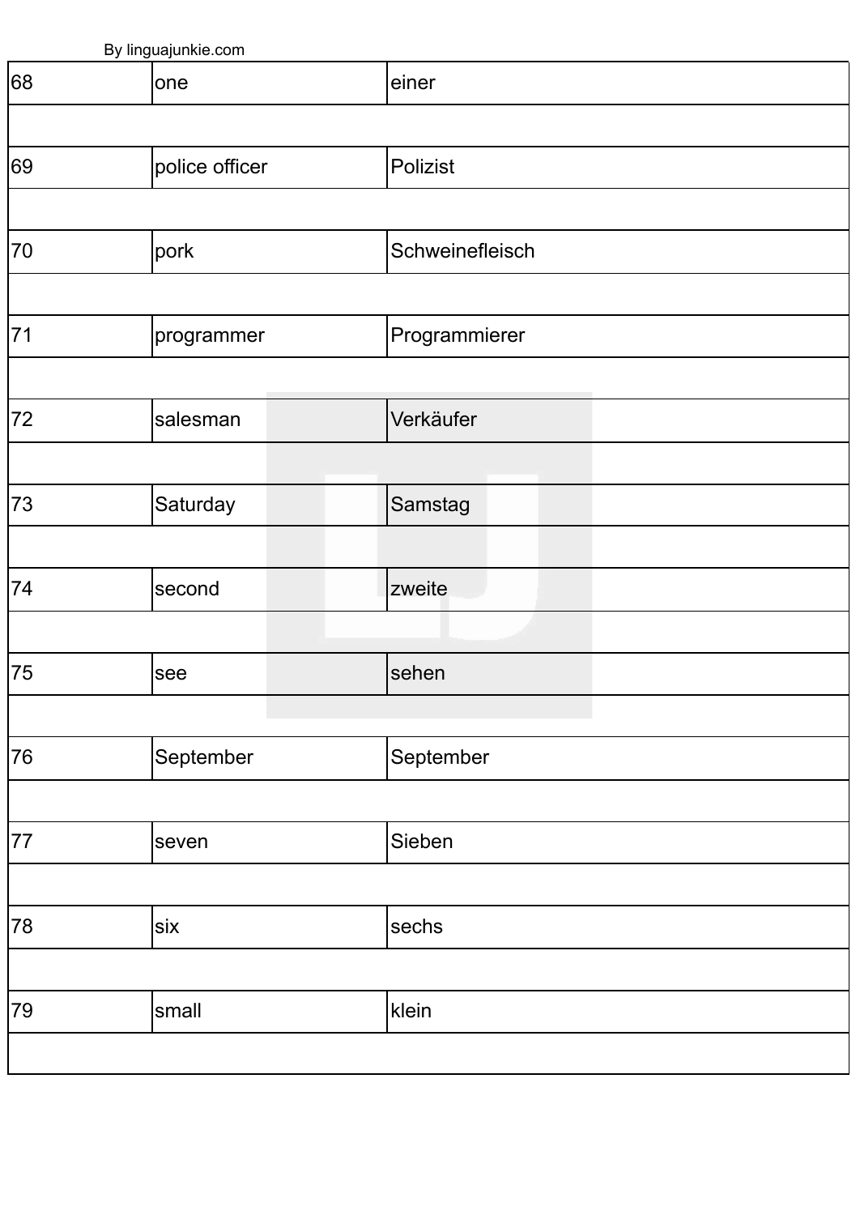| 68 | one | einer |
|---|---|---|
| | | |
| 69 | police officer | Polizist |
| | | |
| 70 | pork | Schweinefleisch |
| | | |
| 71 | programmer | Programmierer |
| | | |
| 72 | salesman | Verkäufer |
| | | |
| 73 | Saturday | Samstag |
| | | |
| 74 | second | zweite |
| | | |
| 75 | see | sehen |
| | | |
| 76 | September | September |
| | | |
| 77 | seven | Sieben |
| | | |
| 78 | six | sechs |
| | | |
| 79 | small | klein |
| | | |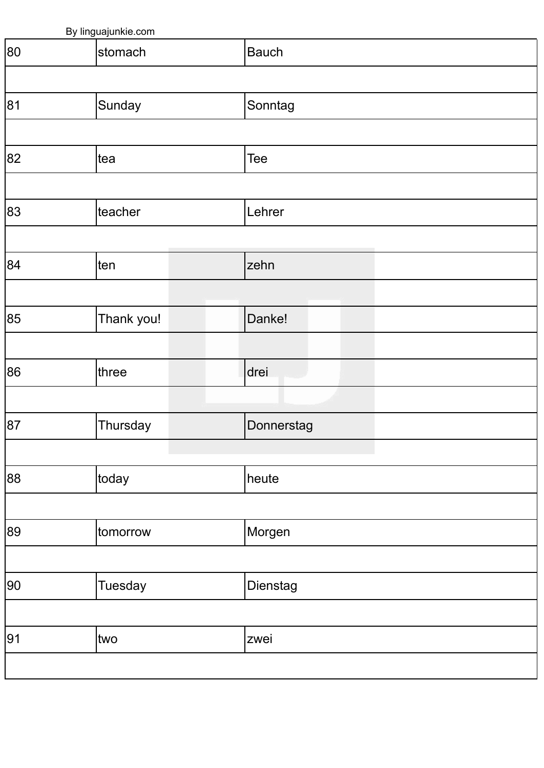| | | |
|---|---|---|
| 80 | stomach | Bauch |
| | | |
| 81 | Sunday | Sonntag |
| | | |
| 82 | tea | Tee |
| | | |
| 83 | teacher | Lehrer |
| | | |
| 84 | ten | zehn |
| | | |
| 85 | Thank you! | Danke! |
| | | |
| 86 | three | drei |
| | | |
| 87 | Thursday | Donnerstag |
| | | |
| 88 | today | heute |
| | | |
| 89 | tomorrow | Morgen |
| | | |
| 90 | Tuesday | Dienstag |
| | | |
| 91 | two | zwei |
| | | |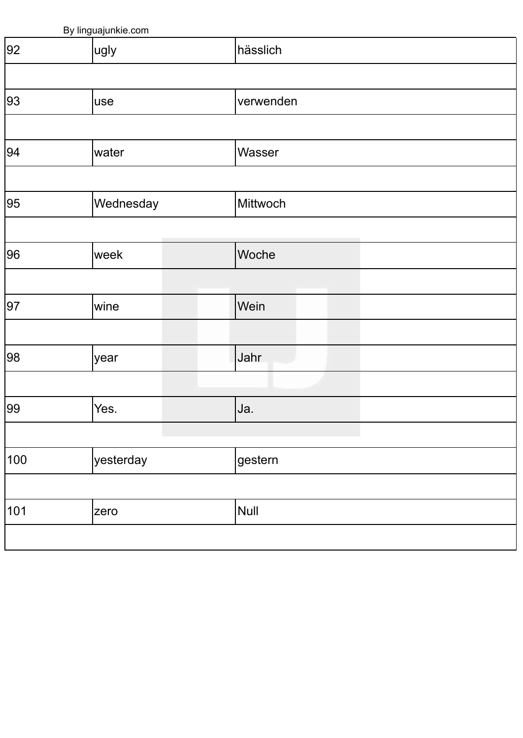| | | |
|---|---|---|
| 92 | ugly | hässlich |
| | | |
| 93 | use | verwenden |
| | | |
| 94 | water | Wasser |
| | | |
| 95 | Wednesday | Mittwoch |
| | | |
| 96 | week | Woche |
| | | |
| 97 | wine | Wein |
| | | |
| 98 | year | Jahr |
| | | |
| 99 | Yes. | Ja. |
| | | |
| 100 | yesterday | gestern |
| | | |
| 101 | zero | Null |
| | | |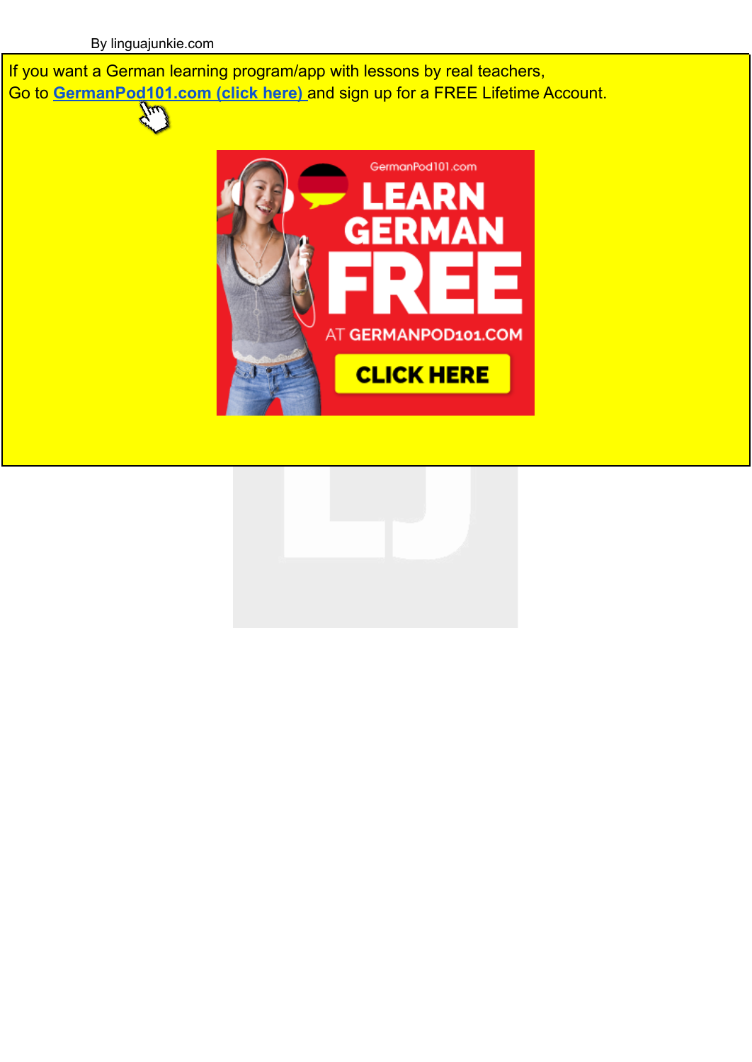By linguajunkie.com

If you want a German learning program/app with lessons by real teachers,
Go to **GermanPod101.com (click here)** and sign up for a FREE Lifetime Account.